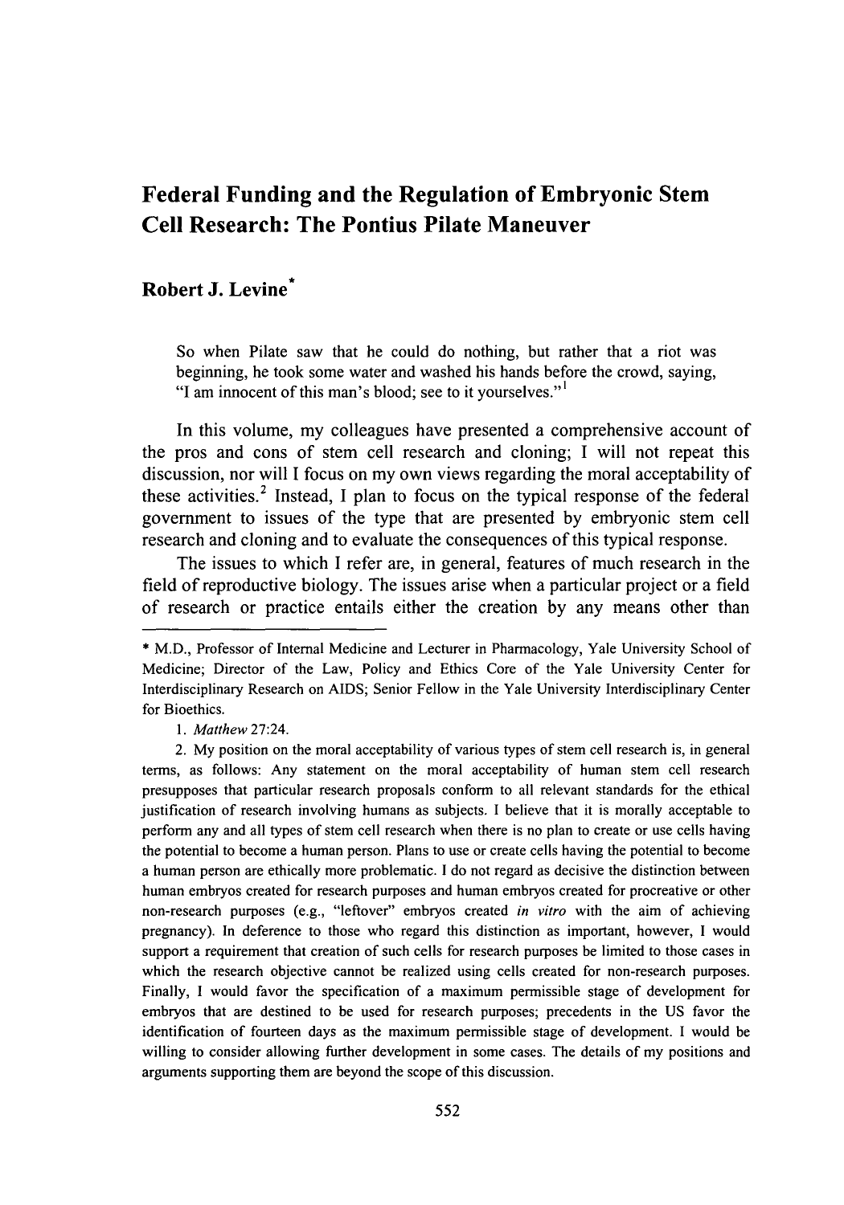# Federal Funding and the Regulation of Embryonic Stem Cell Research: The Pontius Pilate Maneuver

## Robert J. Levine*

> So when Pilate saw that he could do nothing, but rather that a riot was beginning, he took some water and washed his hands before the crowd, saying, "I am innocent of this man's blood; see to it yourselves."[1]

In this volume, my colleagues have presented a comprehensive account of the pros and cons of stem cell research and cloning; I will not repeat this discussion, nor will I focus on my own views regarding the moral acceptability of these activities.[2] Instead, I plan to focus on the typical response of the federal government to issues of the type that are presented by embryonic stem cell research and cloning and to evaluate the consequences of this typical response.

The issues to which I refer are, in general, features of much research in the field of reproductive biology. The issues arise when a particular project or a field of research or practice entails either the creation by any means other than

---

\* M.D., Professor of Internal Medicine and Lecturer in Pharmacology, Yale University School of Medicine; Director of the Law, Policy and Ethics Core of the Yale University Center for Interdisciplinary Research on AIDS; Senior Fellow in the Yale University Interdisciplinary Center for Bioethics.

1. *Matthew* 27:24.

2. My position on the moral acceptability of various types of stem cell research is, in general terms, as follows: Any statement on the moral acceptability of human stem cell research presupposes that particular research proposals conform to all relevant standards for the ethical justification of research involving humans as subjects. I believe that it is morally acceptable to perform any and all types of stem cell research when there is no plan to create or use cells having the potential to become a human person. Plans to use or create cells having the potential to become a human person are ethically more problematic. I do not regard as decisive the distinction between human embryos created for research purposes and human embryos created for procreative or other non-research purposes (e.g., "leftover" embryos created *in vitro* with the aim of achieving pregnancy). In deference to those who regard this distinction as important, however, I would support a requirement that creation of such cells for research purposes be limited to those cases in which the research objective cannot be realized using cells created for non-research purposes. Finally, I would favor the specification of a maximum permissible stage of development for embryos that are destined to be used for research purposes; precedents in the US favor the identification of fourteen days as the maximum permissible stage of development. I would be willing to consider allowing further development in some cases. The details of my positions and arguments supporting them are beyond the scope of this discussion.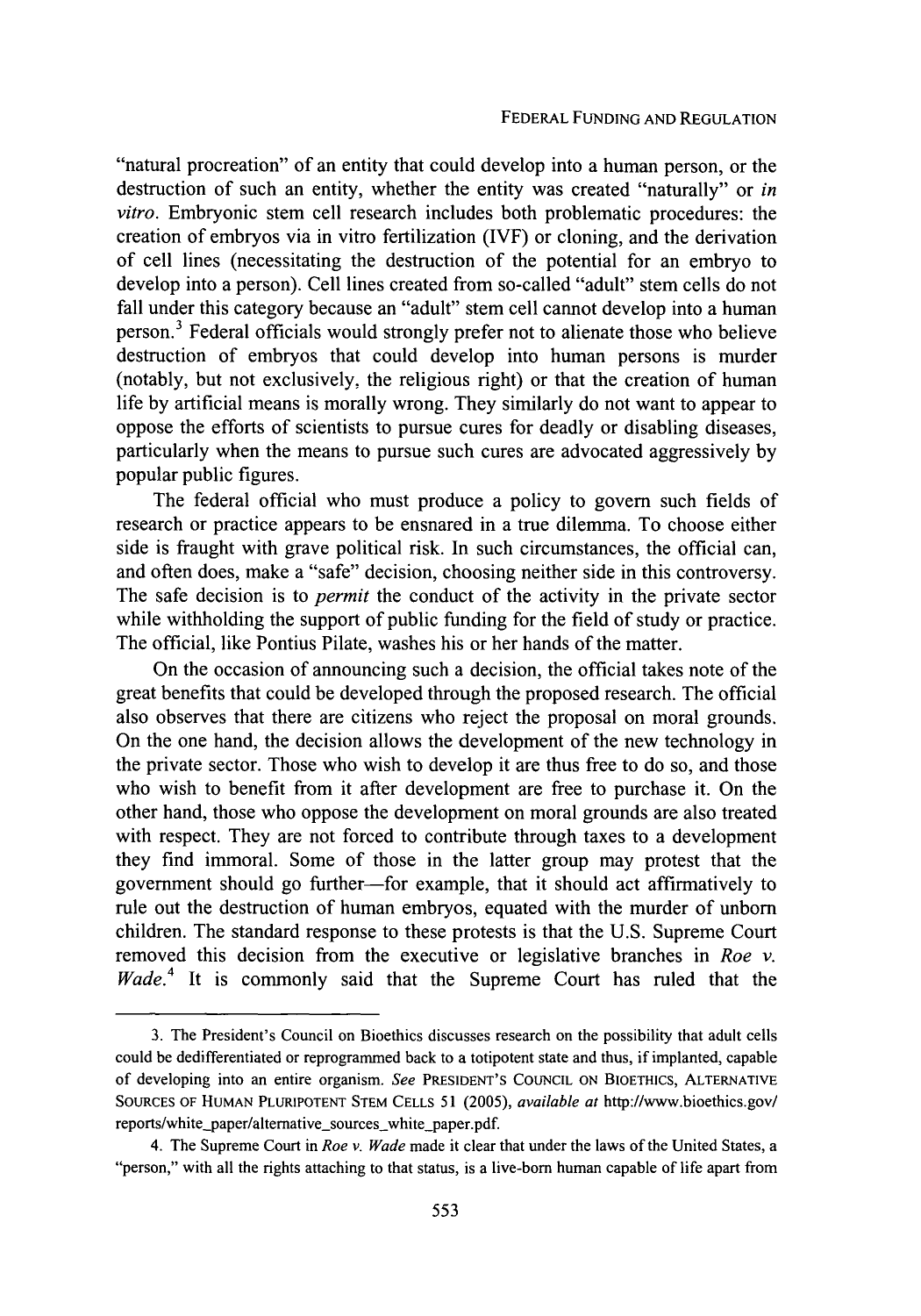"natural procreation" of an entity that could develop into a human person, or the destruction of such an entity, whether the entity was created "naturally" or *in vitro*. Embryonic stem cell research includes both problematic procedures: the creation of embryos via in vitro fertilization (IVF) or cloning, and the derivation of cell lines (necessitating the destruction of the potential for an embryo to develop into a person). Cell lines created from so-called "adult" stem cells do not fall under this category because an "adult" stem cell cannot develop into a human person.[3] Federal officials would strongly prefer not to alienate those who believe destruction of embryos that could develop into human persons is murder (notably, but not exclusively, the religious right) or that the creation of human life by artificial means is morally wrong. They similarly do not want to appear to oppose the efforts of scientists to pursue cures for deadly or disabling diseases, particularly when the means to pursue such cures are advocated aggressively by popular public figures.

The federal official who must produce a policy to govern such fields of research or practice appears to be ensnared in a true dilemma. To choose either side is fraught with grave political risk. In such circumstances, the official can, and often does, make a "safe" decision, choosing neither side in this controversy. The safe decision is to *permit* the conduct of the activity in the private sector while withholding the support of public funding for the field of study or practice. The official, like Pontius Pilate, washes his or her hands of the matter.

On the occasion of announcing such a decision, the official takes note of the great benefits that could be developed through the proposed research. The official also observes that there are citizens who reject the proposal on moral grounds. On the one hand, the decision allows the development of the new technology in the private sector. Those who wish to develop it are thus free to do so, and those who wish to benefit from it after development are free to purchase it. On the other hand, those who oppose the development on moral grounds are also treated with respect. They are not forced to contribute through taxes to a development they find immoral. Some of those in the latter group may protest that the government should go further—for example, that it should act affirmatively to rule out the destruction of human embryos, equated with the murder of unborn children. The standard response to these protests is that the U.S. Supreme Court removed this decision from the executive or legislative branches in *Roe v. Wade*.[4] It is commonly said that the Supreme Court has ruled that the

---

3. The President's Council on Bioethics discusses research on the possibility that adult cells could be dedifferentiated or reprogrammed back to a totipotent state and thus, if implanted, capable of developing into an entire organism. *See* PRESIDENT'S COUNCIL ON BIOETHICS, ALTERNATIVE SOURCES OF HUMAN PLURIPOTENT STEM CELLS 51 (2005), *available at* http://www.bioethics.gov/reports/white_paper/alternative_sources_white_paper.pdf.

4. The Supreme Court in *Roe v. Wade* made it clear that under the laws of the United States, a "person," with all the rights attaching to that status, is a live-born human capable of life apart from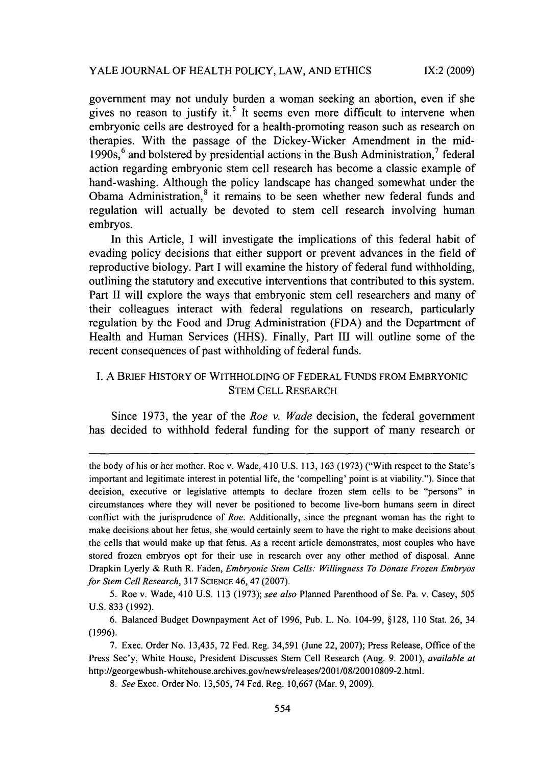government may not unduly burden a woman seeking an abortion, even if she gives no reason to justify it.[5] It seems even more difficult to intervene when embryonic cells are destroyed for a health-promoting reason such as research on therapies. With the passage of the Dickey-Wicker Amendment in the mid-1990s,[6] and bolstered by presidential actions in the Bush Administration,[7] federal action regarding embryonic stem cell research has become a classic example of hand-washing. Although the policy landscape has changed somewhat under the Obama Administration,[8] it remains to be seen whether new federal funds and regulation will actually be devoted to stem cell research involving human embryos.

In this Article, I will investigate the implications of this federal habit of evading policy decisions that either support or prevent advances in the field of reproductive biology. Part I will examine the history of federal fund withholding, outlining the statutory and executive interventions that contributed to this system. Part II will explore the ways that embryonic stem cell researchers and many of their colleagues interact with federal regulations on research, particularly regulation by the Food and Drug Administration (FDA) and the Department of Health and Human Services (HHS). Finally, Part III will outline some of the recent consequences of past withholding of federal funds.

## I. A Brief History of Withholding of Federal Funds from Embryonic Stem Cell Research

Since 1973, the year of the *Roe v. Wade* decision, the federal government has decided to withhold federal funding for the support of many research or

---

the body of his or her mother. Roe v. Wade, 410 U.S. 113, 163 (1973) ("With respect to the State's important and legitimate interest in potential life, the 'compelling' point is at viability."). Since that decision, executive or legislative attempts to declare frozen stem cells to be "persons" in circumstances where they will never be positioned to become live-born humans seem in direct conflict with the jurisprudence of *Roe*. Additionally, since the pregnant woman has the right to make decisions about her fetus, she would certainly seem to have the right to make decisions about the cells that would make up that fetus. As a recent article demonstrates, most couples who have stored frozen embryos opt for their use in research over any other method of disposal. Anne Drapkin Lyerly & Ruth R. Faden, *Embryonic Stem Cells: Willingness To Donate Frozen Embryos for Stem Cell Research*, 317 SCIENCE 46, 47 (2007).

5. Roe v. Wade, 410 U.S. 113 (1973); *see also* Planned Parenthood of Se. Pa. v. Casey, 505 U.S. 833 (1992).

6. Balanced Budget Downpayment Act of 1996, Pub. L. No. 104-99, §128, 110 Stat. 26, 34 (1996).

7. Exec. Order No. 13,435, 72 Fed. Reg. 34,591 (June 22, 2007); Press Release, Office of the Press Sec'y, White House, President Discusses Stem Cell Research (Aug. 9. 2001), *available at* http://georgewbush-whitehouse.archives.gov/news/releases/2001/08/20010809-2.html.

8. *See* Exec. Order No. 13,505, 74 Fed. Reg. 10,667 (Mar. 9, 2009).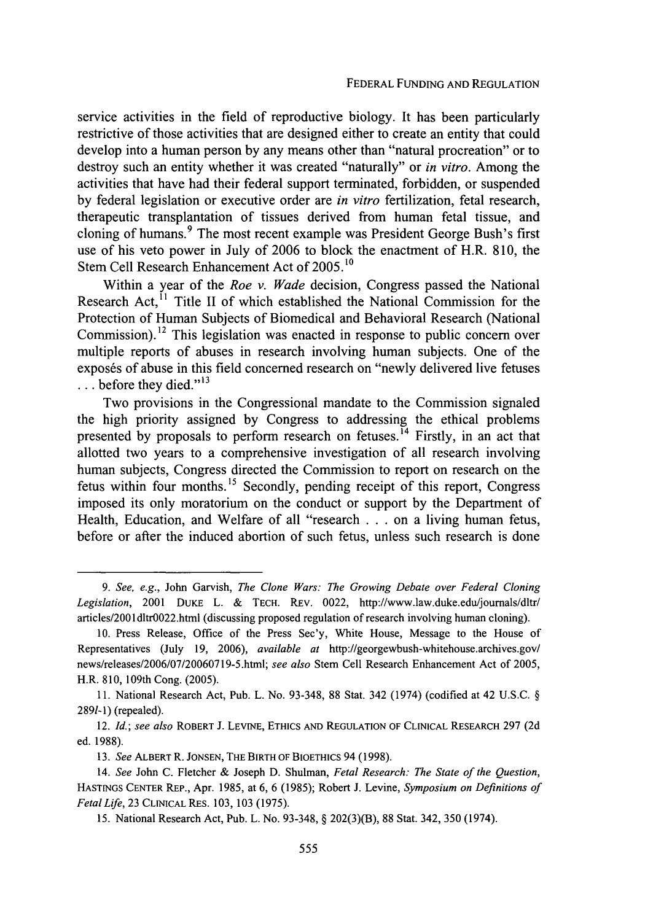service activities in the field of reproductive biology. It has been particularly restrictive of those activities that are designed either to create an entity that could develop into a human person by any means other than "natural procreation" or to destroy such an entity whether it was created "naturally" or *in vitro*. Among the activities that have had their federal support terminated, forbidden, or suspended by federal legislation or executive order are *in vitro* fertilization, fetal research, therapeutic transplantation of tissues derived from human fetal tissue, and cloning of humans.[9] The most recent example was President George Bush's first use of his veto power in July of 2006 to block the enactment of H.R. 810, the Stem Cell Research Enhancement Act of 2005.[10]

Within a year of the *Roe v. Wade* decision, Congress passed the National Research Act,[11] Title II of which established the National Commission for the Protection of Human Subjects of Biomedical and Behavioral Research (National Commission).[12] This legislation was enacted in response to public concern over multiple reports of abuses in research involving human subjects. One of the exposés of abuse in this field concerned research on "newly delivered live fetuses . . . before they died."[13]

Two provisions in the Congressional mandate to the Commission signaled the high priority assigned by Congress to addressing the ethical problems presented by proposals to perform research on fetuses.[14] Firstly, in an act that allotted two years to a comprehensive investigation of all research involving human subjects, Congress directed the Commission to report on research on the fetus within four months.[15] Secondly, pending receipt of this report, Congress imposed its only moratorium on the conduct or support by the Department of Health, Education, and Welfare of all "research . . . on a living human fetus, before or after the induced abortion of such fetus, unless such research is done

---

9. *See, e.g.*, John Garvish, *The Clone Wars: The Growing Debate over Federal Cloning Legislation*, 2001 DUKE L. & TECH. REV. 0022, http://www.law.duke.edu/journals/dltr/articles/2001dltr0022.html (discussing proposed regulation of research involving human cloning).

10. Press Release, Office of the Press Sec'y, White House, Message to the House of Representatives (July 19, 2006), *available at* http://georgewbush-whitehouse.archives.gov/news/releases/2006/07/20060719-5.html; *see also* Stem Cell Research Enhancement Act of 2005, H.R. 810, 109th Cong. (2005).

11. National Research Act, Pub. L. No. 93-348, 88 Stat. 342 (1974) (codified at 42 U.S.C. § 289*l*-1) (repealed).

12. *Id.*; *see also* ROBERT J. LEVINE, ETHICS AND REGULATION OF CLINICAL RESEARCH 297 (2d ed. 1988).

13. *See* ALBERT R. JONSEN, THE BIRTH OF BIOETHICS 94 (1998).

14. *See* John C. Fletcher & Joseph D. Shulman, *Fetal Research: The State of the Question*, HASTINGS CENTER REP., Apr. 1985, at 6, 6 (1985); Robert J. Levine, *Symposium on Definitions of Fetal Life*, 23 CLINICAL RES. 103, 103 (1975).

15. National Research Act, Pub. L. No. 93-348, § 202(3)(B), 88 Stat. 342, 350 (1974).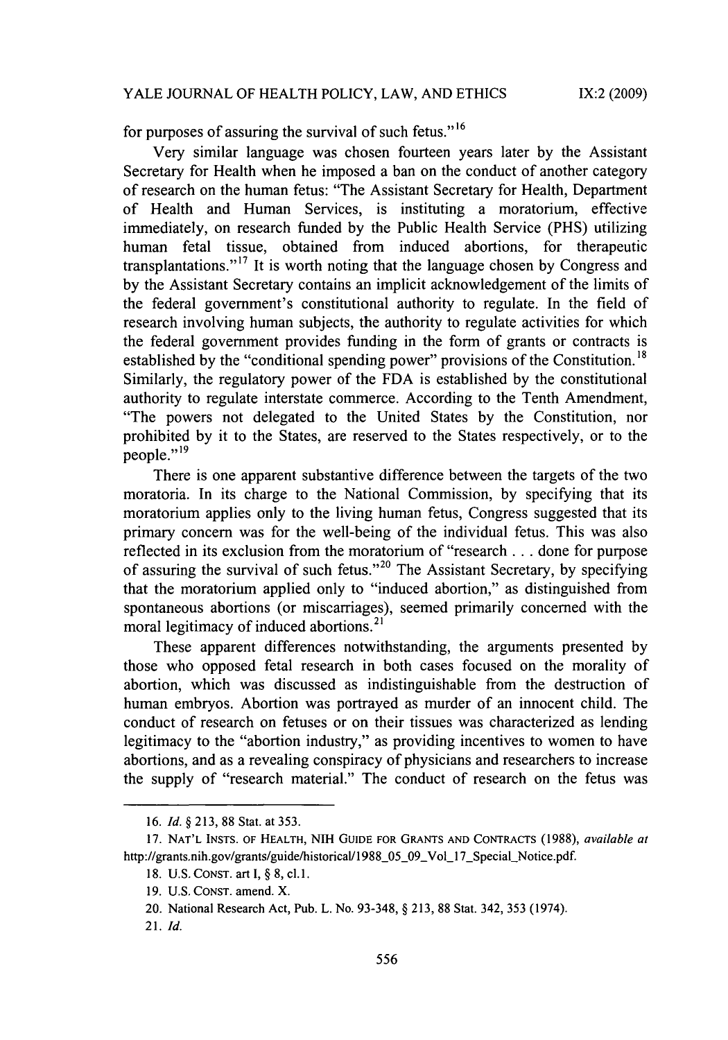for purposes of assuring the survival of such fetus."[16]

Very similar language was chosen fourteen years later by the Assistant Secretary for Health when he imposed a ban on the conduct of another category of research on the human fetus: "The Assistant Secretary for Health, Department of Health and Human Services, is instituting a moratorium, effective immediately, on research funded by the Public Health Service (PHS) utilizing human fetal tissue, obtained from induced abortions, for therapeutic transplantations."[17] It is worth noting that the language chosen by Congress and by the Assistant Secretary contains an implicit acknowledgement of the limits of the federal government's constitutional authority to regulate. In the field of research involving human subjects, the authority to regulate activities for which the federal government provides funding in the form of grants or contracts is established by the "conditional spending power" provisions of the Constitution.[18] Similarly, the regulatory power of the FDA is established by the constitutional authority to regulate interstate commerce. According to the Tenth Amendment, "The powers not delegated to the United States by the Constitution, nor prohibited by it to the States, are reserved to the States respectively, or to the people."[19]

There is one apparent substantive difference between the targets of the two moratoria. In its charge to the National Commission, by specifying that its moratorium applies only to the living human fetus, Congress suggested that its primary concern was for the well-being of the individual fetus. This was also reflected in its exclusion from the moratorium of "research . . . done for purpose of assuring the survival of such fetus."[20] The Assistant Secretary, by specifying that the moratorium applied only to "induced abortion," as distinguished from spontaneous abortions (or miscarriages), seemed primarily concerned with the moral legitimacy of induced abortions.[21]

These apparent differences notwithstanding, the arguments presented by those who opposed fetal research in both cases focused on the morality of abortion, which was discussed as indistinguishable from the destruction of human embryos. Abortion was portrayed as murder of an innocent child. The conduct of research on fetuses or on their tissues was characterized as lending legitimacy to the "abortion industry," as providing incentives to women to have abortions, and as a revealing conspiracy of physicians and researchers to increase the supply of "research material." The conduct of research on the fetus was

---

16. *Id.* § 213, 88 Stat. at 353.

17. NAT'L INSTS. OF HEALTH, NIH GUIDE FOR GRANTS AND CONTRACTS (1988), *available at* http://grants.nih.gov/grants/guide/historical/1988_05_09_Vol_17_Special_Notice.pdf.

18. U.S. CONST. art I, § 8, cl.1.

19. U.S. CONST. amend. X.

20. National Research Act, Pub. L. No. 93-348, § 213, 88 Stat. 342, 353 (1974).

21. *Id.*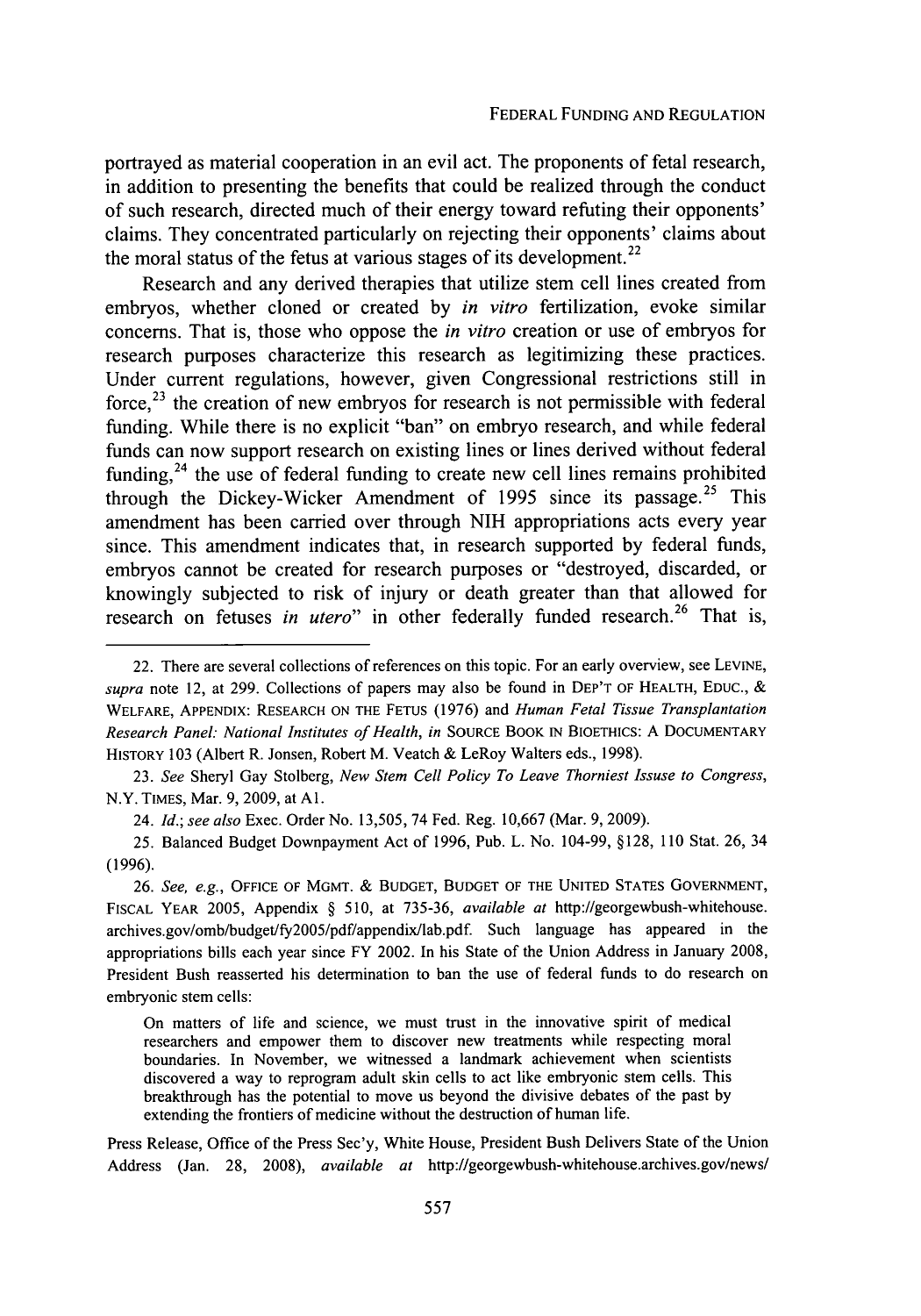portrayed as material cooperation in an evil act. The proponents of fetal research, in addition to presenting the benefits that could be realized through the conduct of such research, directed much of their energy toward refuting their opponents' claims. They concentrated particularly on rejecting their opponents' claims about the moral status of the fetus at various stages of its development.[22]

Research and any derived therapies that utilize stem cell lines created from embryos, whether cloned or created by *in vitro* fertilization, evoke similar concerns. That is, those who oppose the *in vitro* creation or use of embryos for research purposes characterize this research as legitimizing these practices. Under current regulations, however, given Congressional restrictions still in force,[23] the creation of new embryos for research is not permissible with federal funding. While there is no explicit "ban" on embryo research, and while federal funds can now support research on existing lines or lines derived without federal funding,[24] the use of federal funding to create new cell lines remains prohibited through the Dickey-Wicker Amendment of 1995 since its passage.[25] This amendment has been carried over through NIH appropriations acts every year since. This amendment indicates that, in research supported by federal funds, embryos cannot be created for research purposes or "destroyed, discarded, or knowingly subjected to risk of injury or death greater than that allowed for research on fetuses *in utero*" in other federally funded research.[26] That is,

---

22. There are several collections of references on this topic. For an early overview, see LEVINE, *supra* note 12, at 299. Collections of papers may also be found in DEP'T OF HEALTH, EDUC., & WELFARE, APPENDIX: RESEARCH ON THE FETUS (1976) and *Human Fetal Tissue Transplantation Research Panel: National Institutes of Health*, *in* SOURCE BOOK IN BIOETHICS: A DOCUMENTARY HISTORY 103 (Albert R. Jonsen, Robert M. Veatch & LeRoy Walters eds., 1998).

23. *See* Sheryl Gay Stolberg, *New Stem Cell Policy To Leave Thorniest Issuse to Congress*, N.Y. TIMES, Mar. 9, 2009, at A1.

24. *Id.*; *see also* Exec. Order No. 13,505, 74 Fed. Reg. 10,667 (Mar. 9, 2009).

25. Balanced Budget Downpayment Act of 1996, Pub. L. No. 104-99, §128, 110 Stat. 26, 34 (1996).

26. *See, e.g.*, OFFICE OF MGMT. & BUDGET, BUDGET OF THE UNITED STATES GOVERNMENT, FISCAL YEAR 2005, Appendix § 510, at 735-36, *available at* http://georgewbush-whitehouse.archives.gov/omb/budget/fy2005/pdf/appendix/lab.pdf. Such language has appeared in the appropriations bills each year since FY 2002. In his State of the Union Address in January 2008, President Bush reasserted his determination to ban the use of federal funds to do research on embryonic stem cells:

> On matters of life and science, we must trust in the innovative spirit of medical researchers and empower them to discover new treatments while respecting moral boundaries. In November, we witnessed a landmark achievement when scientists discovered a way to reprogram adult skin cells to act like embryonic stem cells. This breakthrough has the potential to move us beyond the divisive debates of the past by extending the frontiers of medicine without the destruction of human life.

Press Release, Office of the Press Sec'y, White House, President Bush Delivers State of the Union Address (Jan. 28, 2008), *available at* http://georgewbush-whitehouse.archives.gov/news/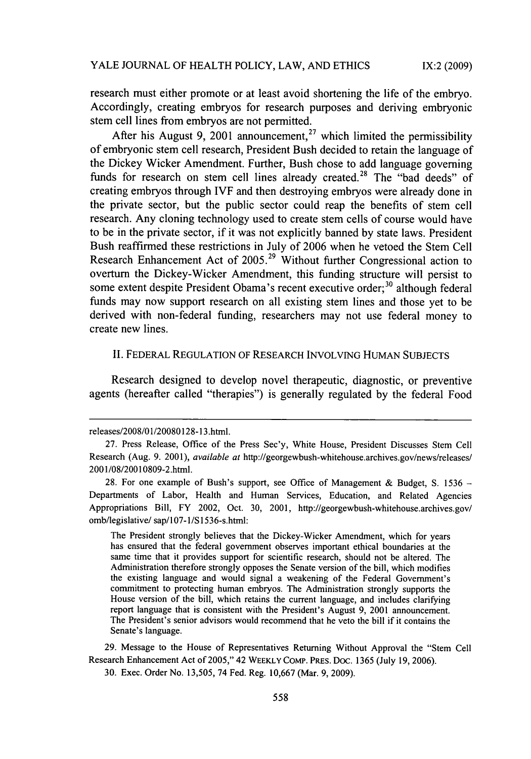research must either promote or at least avoid shortening the life of the embryo. Accordingly, creating embryos for research purposes and deriving embryonic stem cell lines from embryos are not permitted.

After his August 9, 2001 announcement,[27] which limited the permissibility of embryonic stem cell research, President Bush decided to retain the language of the Dickey Wicker Amendment. Further, Bush chose to add language governing funds for research on stem cell lines already created.[28] The "bad deeds" of creating embryos through IVF and then destroying embryos were already done in the private sector, but the public sector could reap the benefits of stem cell research. Any cloning technology used to create stem cells of course would have to be in the private sector, if it was not explicitly banned by state laws. President Bush reaffirmed these restrictions in July of 2006 when he vetoed the Stem Cell Research Enhancement Act of 2005.[29] Without further Congressional action to overturn the Dickey-Wicker Amendment, this funding structure will persist to some extent despite President Obama's recent executive order;[30] although federal funds may now support research on all existing stem lines and those yet to be derived with non-federal funding, researchers may not use federal money to create new lines.

## II. FEDERAL REGULATION OF RESEARCH INVOLVING HUMAN SUBJECTS

Research designed to develop novel therapeutic, diagnostic, or preventive agents (hereafter called "therapies") is generally regulated by the federal Food

---

releases/2008/01/20080128-13.html.

27. Press Release, Office of the Press Sec'y, White House, President Discusses Stem Cell Research (Aug. 9. 2001), *available at* http://georgewbush-whitehouse.archives.gov/news/releases/2001/08/20010809-2.html.

28. For one example of Bush's support, see Office of Management & Budget, S. 1536 – Departments of Labor, Health and Human Services, Education, and Related Agencies Appropriations Bill, FY 2002, Oct. 30, 2001, http://georgewbush-whitehouse.archives.gov/omb/legislative/ sap/107-1/S1536-s.html:

> The President strongly believes that the Dickey-Wicker Amendment, which for years has ensured that the federal government observes important ethical boundaries at the same time that it provides support for scientific research, should not be altered. The Administration therefore strongly opposes the Senate version of the bill, which modifies the existing language and would signal a weakening of the Federal Government's commitment to protecting human embryos. The Administration strongly supports the House version of the bill, which retains the current language, and includes clarifying report language that is consistent with the President's August 9, 2001 announcement. The President's senior advisors would recommend that he veto the bill if it contains the Senate's language.

29. Message to the House of Representatives Returning Without Approval the "Stem Cell Research Enhancement Act of 2005," 42 WEEKLY COMP. PRES. DOC. 1365 (July 19, 2006).

30. Exec. Order No. 13,505, 74 Fed. Reg. 10,667 (Mar. 9, 2009).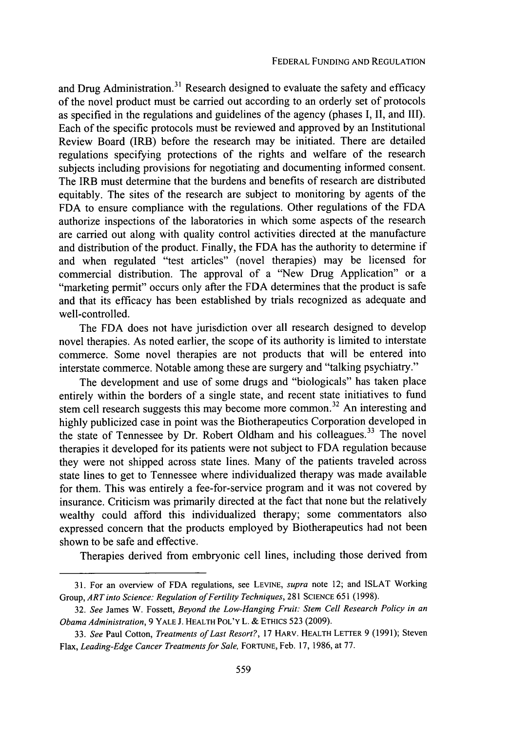and Drug Administration.[31] Research designed to evaluate the safety and efficacy of the novel product must be carried out according to an orderly set of protocols as specified in the regulations and guidelines of the agency (phases I, II, and III). Each of the specific protocols must be reviewed and approved by an Institutional Review Board (IRB) before the research may be initiated. There are detailed regulations specifying protections of the rights and welfare of the research subjects including provisions for negotiating and documenting informed consent. The IRB must determine that the burdens and benefits of research are distributed equitably. The sites of the research are subject to monitoring by agents of the FDA to ensure compliance with the regulations. Other regulations of the FDA authorize inspections of the laboratories in which some aspects of the research are carried out along with quality control activities directed at the manufacture and distribution of the product. Finally, the FDA has the authority to determine if and when regulated "test articles" (novel therapies) may be licensed for commercial distribution. The approval of a "New Drug Application" or a "marketing permit" occurs only after the FDA determines that the product is safe and that its efficacy has been established by trials recognized as adequate and well-controlled.

The FDA does not have jurisdiction over all research designed to develop novel therapies. As noted earlier, the scope of its authority is limited to interstate commerce. Some novel therapies are not products that will be entered into interstate commerce. Notable among these are surgery and "talking psychiatry."

The development and use of some drugs and "biologicals" has taken place entirely within the borders of a single state, and recent state initiatives to fund stem cell research suggests this may become more common.[32] An interesting and highly publicized case in point was the Biotherapeutics Corporation developed in the state of Tennessee by Dr. Robert Oldham and his colleagues.[33] The novel therapies it developed for its patients were not subject to FDA regulation because they were not shipped across state lines. Many of the patients traveled across state lines to get to Tennessee where individualized therapy was made available for them. This was entirely a fee-for-service program and it was not covered by insurance. Criticism was primarily directed at the fact that none but the relatively wealthy could afford this individualized therapy; some commentators also expressed concern that the products employed by Biotherapeutics had not been shown to be safe and effective.

Therapies derived from embryonic cell lines, including those derived from

---

31. For an overview of FDA regulations, see LEVINE, *supra* note 12; and ISLAT Working Group, *ART into Science: Regulation of Fertility Techniques*, 281 SCIENCE 651 (1998).

32. *See* James W. Fossett, *Beyond the Low-Hanging Fruit: Stem Cell Research Policy in an Obama Administration*, 9 YALE J. HEALTH POL'Y L. & ETHICS 523 (2009).

33. *See* Paul Cotton, *Treatments of Last Resort?*, 17 HARV. HEALTH LETTER 9 (1991); Steven Flax, *Leading-Edge Cancer Treatments for Sale*, FORTUNE, Feb. 17, 1986, at 77.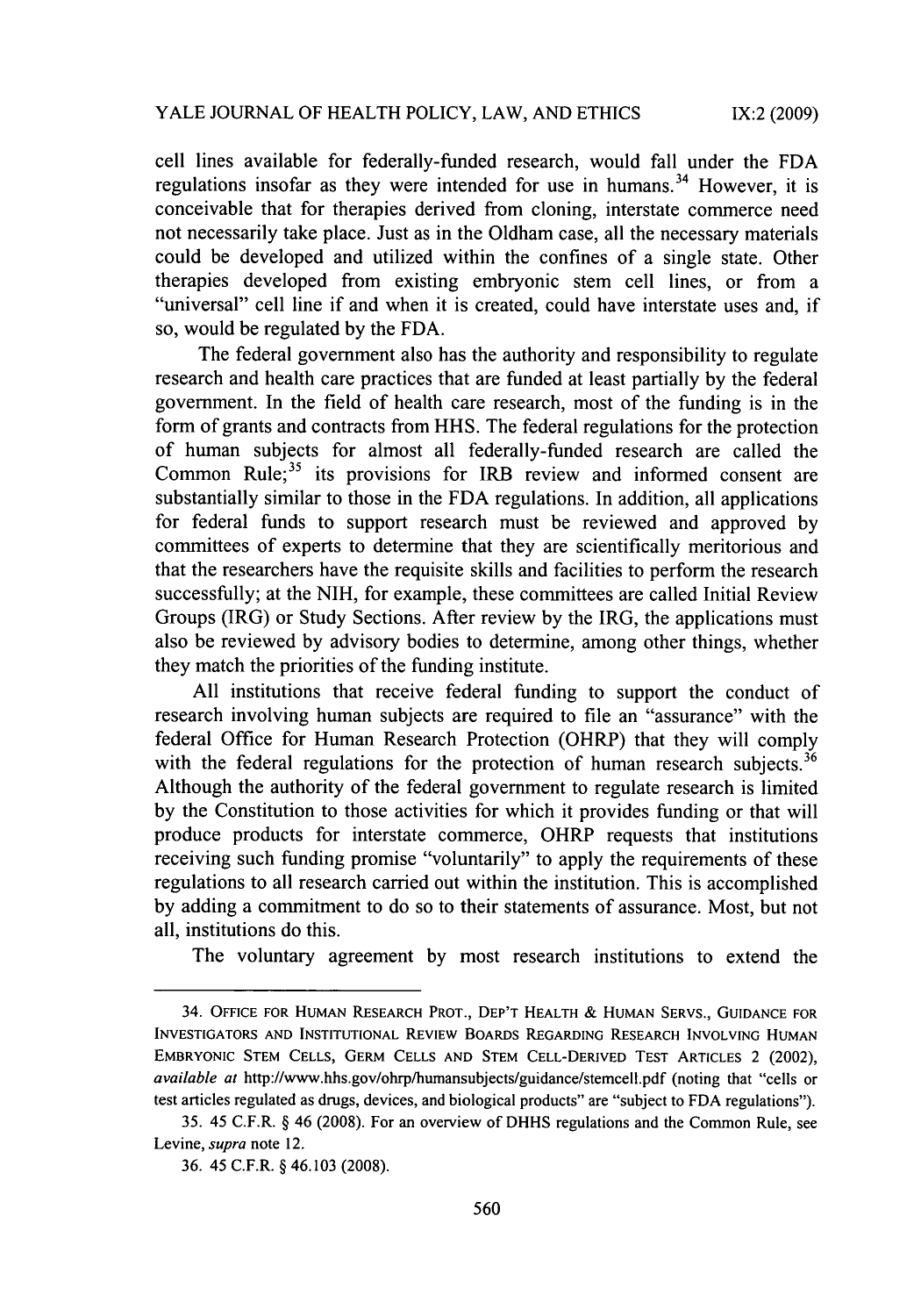cell lines available for federally-funded research, would fall under the FDA regulations insofar as they were intended for use in humans.[34] However, it is conceivable that for therapies derived from cloning, interstate commerce need not necessarily take place. Just as in the Oldham case, all the necessary materials could be developed and utilized within the confines of a single state. Other therapies developed from existing embryonic stem cell lines, or from a "universal" cell line if and when it is created, could have interstate uses and, if so, would be regulated by the FDA.

The federal government also has the authority and responsibility to regulate research and health care practices that are funded at least partially by the federal government. In the field of health care research, most of the funding is in the form of grants and contracts from HHS. The federal regulations for the protection of human subjects for almost all federally-funded research are called the Common Rule;[35] its provisions for IRB review and informed consent are substantially similar to those in the FDA regulations. In addition, all applications for federal funds to support research must be reviewed and approved by committees of experts to determine that they are scientifically meritorious and that the researchers have the requisite skills and facilities to perform the research successfully; at the NIH, for example, these committees are called Initial Review Groups (IRG) or Study Sections. After review by the IRG, the applications must also be reviewed by advisory bodies to determine, among other things, whether they match the priorities of the funding institute.

All institutions that receive federal funding to support the conduct of research involving human subjects are required to file an "assurance" with the federal Office for Human Research Protection (OHRP) that they will comply with the federal regulations for the protection of human research subjects.[36] Although the authority of the federal government to regulate research is limited by the Constitution to those activities for which it provides funding or that will produce products for interstate commerce, OHRP requests that institutions receiving such funding promise "voluntarily" to apply the requirements of these regulations to all research carried out within the institution. This is accomplished by adding a commitment to do so to their statements of assurance. Most, but not all, institutions do this.

The voluntary agreement by most research institutions to extend the

---

34. OFFICE FOR HUMAN RESEARCH PROT., DEP'T HEALTH & HUMAN SERVS., GUIDANCE FOR INVESTIGATORS AND INSTITUTIONAL REVIEW BOARDS REGARDING RESEARCH INVOLVING HUMAN EMBRYONIC STEM CELLS, GERM CELLS AND STEM CELL-DERIVED TEST ARTICLES 2 (2002), *available at* http://www.hhs.gov/ohrp/humansubjects/guidance/stemcell.pdf (noting that "cells or test articles regulated as drugs, devices, and biological products" are "subject to FDA regulations").

35. 45 C.F.R. § 46 (2008). For an overview of DHHS regulations and the Common Rule, see Levine, *supra* note 12.

36. 45 C.F.R. § 46.103 (2008).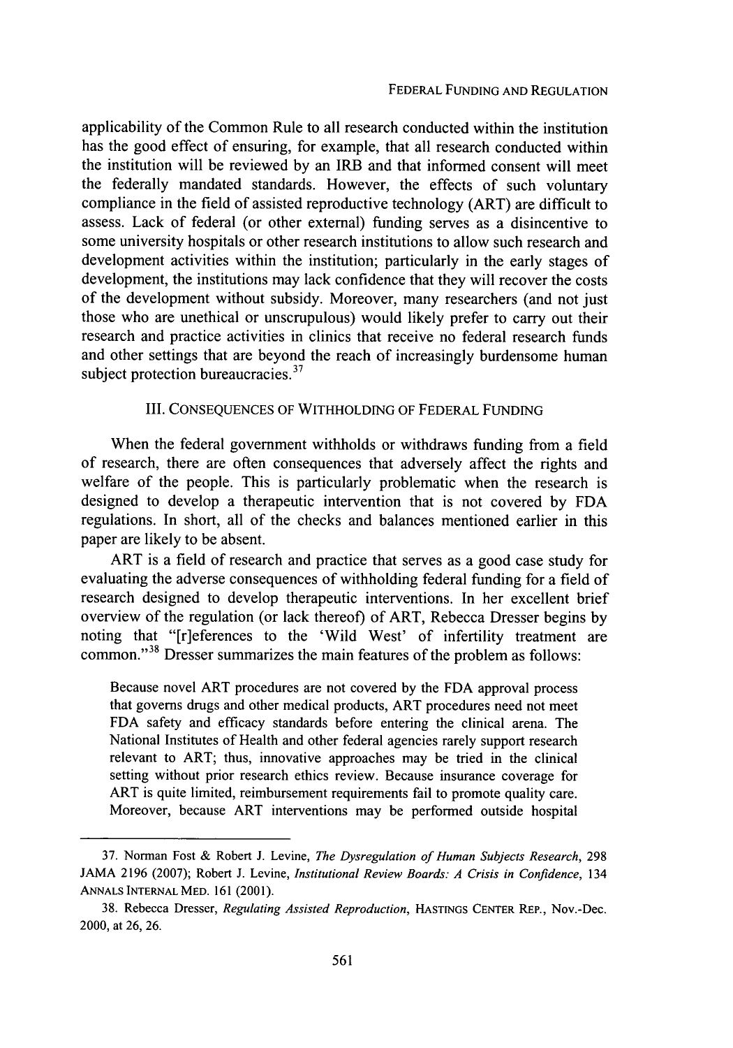applicability of the Common Rule to all research conducted within the institution has the good effect of ensuring, for example, that all research conducted within the institution will be reviewed by an IRB and that informed consent will meet the federally mandated standards. However, the effects of such voluntary compliance in the field of assisted reproductive technology (ART) are difficult to assess. Lack of federal (or other external) funding serves as a disincentive to some university hospitals or other research institutions to allow such research and development activities within the institution; particularly in the early stages of development, the institutions may lack confidence that they will recover the costs of the development without subsidy. Moreover, many researchers (and not just those who are unethical or unscrupulous) would likely prefer to carry out their research and practice activities in clinics that receive no federal research funds and other settings that are beyond the reach of increasingly burdensome human subject protection bureaucracies.[37]

## III. CONSEQUENCES OF WITHHOLDING OF FEDERAL FUNDING

When the federal government withholds or withdraws funding from a field of research, there are often consequences that adversely affect the rights and welfare of the people. This is particularly problematic when the research is designed to develop a therapeutic intervention that is not covered by FDA regulations. In short, all of the checks and balances mentioned earlier in this paper are likely to be absent.

ART is a field of research and practice that serves as a good case study for evaluating the adverse consequences of withholding federal funding for a field of research designed to develop therapeutic interventions. In her excellent brief overview of the regulation (or lack thereof) of ART, Rebecca Dresser begins by noting that "[r]eferences to the 'Wild West' of infertility treatment are common."[38] Dresser summarizes the main features of the problem as follows:

> Because novel ART procedures are not covered by the FDA approval process that governs drugs and other medical products, ART procedures need not meet FDA safety and efficacy standards before entering the clinical arena. The National Institutes of Health and other federal agencies rarely support research relevant to ART; thus, innovative approaches may be tried in the clinical setting without prior research ethics review. Because insurance coverage for ART is quite limited, reimbursement requirements fail to promote quality care. Moreover, because ART interventions may be performed outside hospital

---

37. Norman Fost & Robert J. Levine, *The Dysregulation of Human Subjects Research*, 298 JAMA 2196 (2007); Robert J. Levine, *Institutional Review Boards: A Crisis in Confidence*, 134 ANNALS INTERNAL MED. 161 (2001).

38. Rebecca Dresser, *Regulating Assisted Reproduction*, HASTINGS CENTER REP., Nov.-Dec. 2000, at 26, 26.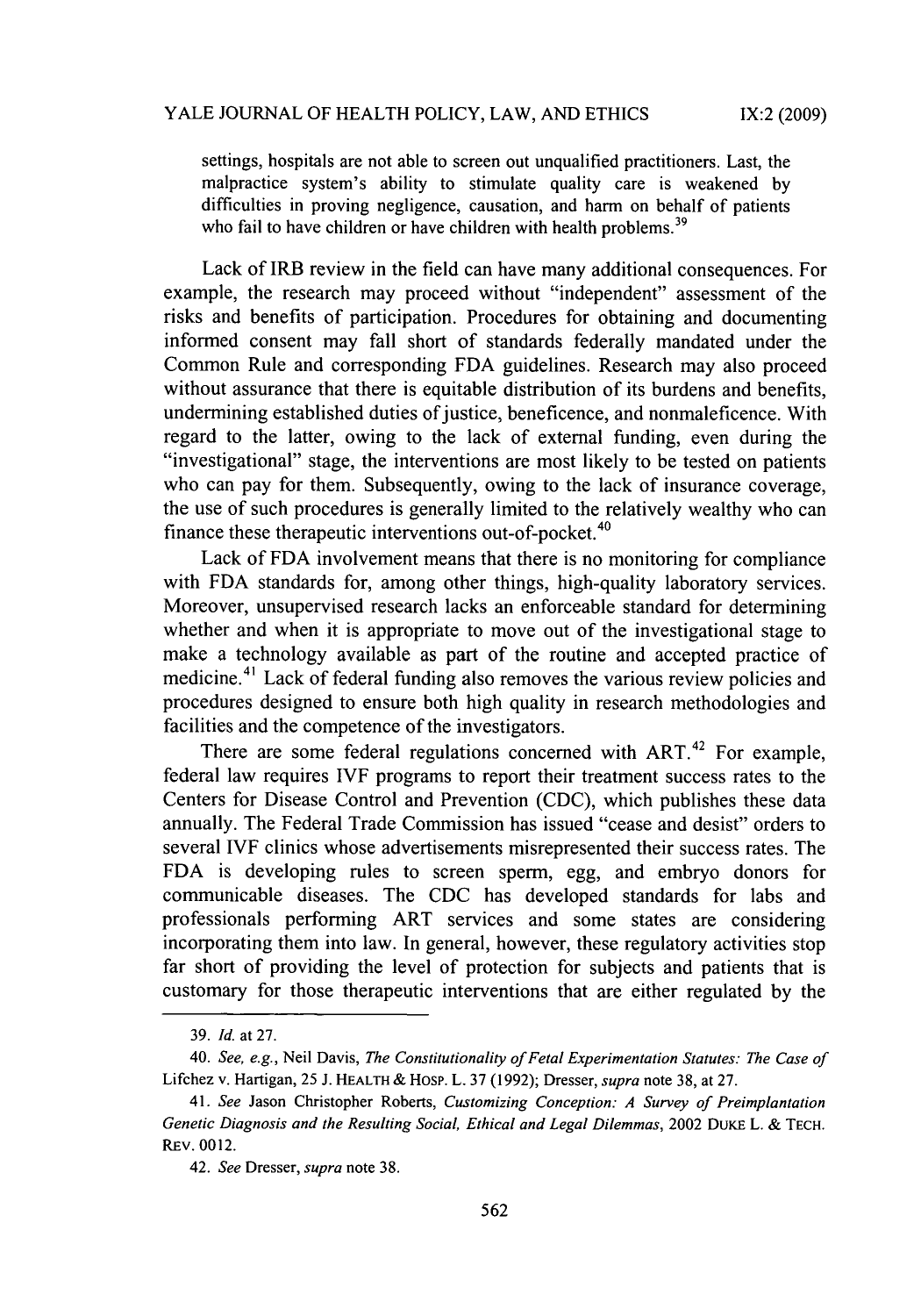settings, hospitals are not able to screen out unqualified practitioners. Last, the malpractice system's ability to stimulate quality care is weakened by difficulties in proving negligence, causation, and harm on behalf of patients who fail to have children or have children with health problems.[39]

Lack of IRB review in the field can have many additional consequences. For example, the research may proceed without "independent" assessment of the risks and benefits of participation. Procedures for obtaining and documenting informed consent may fall short of standards federally mandated under the Common Rule and corresponding FDA guidelines. Research may also proceed without assurance that there is equitable distribution of its burdens and benefits, undermining established duties of justice, beneficence, and nonmaleficence. With regard to the latter, owing to the lack of external funding, even during the "investigational" stage, the interventions are most likely to be tested on patients who can pay for them. Subsequently, owing to the lack of insurance coverage, the use of such procedures is generally limited to the relatively wealthy who can finance these therapeutic interventions out-of-pocket.[40]

Lack of FDA involvement means that there is no monitoring for compliance with FDA standards for, among other things, high-quality laboratory services. Moreover, unsupervised research lacks an enforceable standard for determining whether and when it is appropriate to move out of the investigational stage to make a technology available as part of the routine and accepted practice of medicine.[41] Lack of federal funding also removes the various review policies and procedures designed to ensure both high quality in research methodologies and facilities and the competence of the investigators.

There are some federal regulations concerned with ART.[42] For example, federal law requires IVF programs to report their treatment success rates to the Centers for Disease Control and Prevention (CDC), which publishes these data annually. The Federal Trade Commission has issued "cease and desist" orders to several IVF clinics whose advertisements misrepresented their success rates. The FDA is developing rules to screen sperm, egg, and embryo donors for communicable diseases. The CDC has developed standards for labs and professionals performing ART services and some states are considering incorporating them into law. In general, however, these regulatory activities stop far short of providing the level of protection for subjects and patients that is customary for those therapeutic interventions that are either regulated by the

39. *Id.* at 27.

40. *See, e.g.*, Neil Davis, *The Constitutionality of Fetal Experimentation Statutes: The Case of* Lifchez v. Hartigan, 25 J. HEALTH & HOSP. L. 37 (1992); Dresser, *supra* note 38, at 27.

41. *See* Jason Christopher Roberts, *Customizing Conception: A Survey of Preimplantation Genetic Diagnosis and the Resulting Social, Ethical and Legal Dilemmas*, 2002 DUKE L. & TECH. REV. 0012.

42. *See* Dresser, *supra* note 38.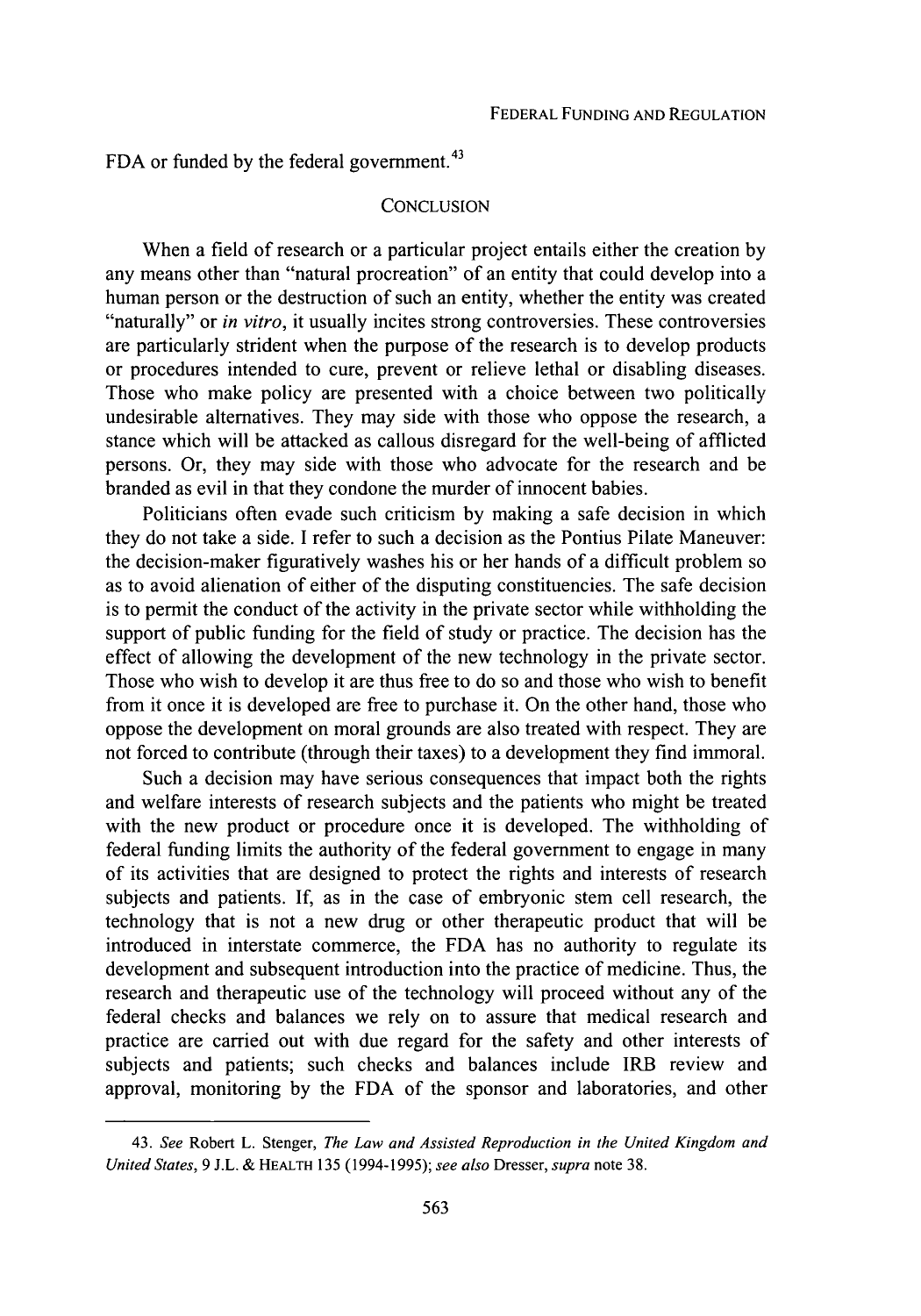FDA or funded by the federal government.[43]

## CONCLUSION

When a field of research or a particular project entails either the creation by any means other than "natural procreation" of an entity that could develop into a human person or the destruction of such an entity, whether the entity was created "naturally" or *in vitro*, it usually incites strong controversies. These controversies are particularly strident when the purpose of the research is to develop products or procedures intended to cure, prevent or relieve lethal or disabling diseases. Those who make policy are presented with a choice between two politically undesirable alternatives. They may side with those who oppose the research, a stance which will be attacked as callous disregard for the well-being of afflicted persons. Or, they may side with those who advocate for the research and be branded as evil in that they condone the murder of innocent babies.

Politicians often evade such criticism by making a safe decision in which they do not take a side. I refer to such a decision as the Pontius Pilate Maneuver: the decision-maker figuratively washes his or her hands of a difficult problem so as to avoid alienation of either of the disputing constituencies. The safe decision is to permit the conduct of the activity in the private sector while withholding the support of public funding for the field of study or practice. The decision has the effect of allowing the development of the new technology in the private sector. Those who wish to develop it are thus free to do so and those who wish to benefit from it once it is developed are free to purchase it. On the other hand, those who oppose the development on moral grounds are also treated with respect. They are not forced to contribute (through their taxes) to a development they find immoral.

Such a decision may have serious consequences that impact both the rights and welfare interests of research subjects and the patients who might be treated with the new product or procedure once it is developed. The withholding of federal funding limits the authority of the federal government to engage in many of its activities that are designed to protect the rights and interests of research subjects and patients. If, as in the case of embryonic stem cell research, the technology that is not a new drug or other therapeutic product that will be introduced in interstate commerce, the FDA has no authority to regulate its development and subsequent introduction into the practice of medicine. Thus, the research and therapeutic use of the technology will proceed without any of the federal checks and balances we rely on to assure that medical research and practice are carried out with due regard for the safety and other interests of subjects and patients; such checks and balances include IRB review and approval, monitoring by the FDA of the sponsor and laboratories, and other

---

43. *See* Robert L. Stenger, *The Law and Assisted Reproduction in the United Kingdom and United States*, 9 J.L. & HEALTH 135 (1994-1995); *see also* Dresser, *supra* note 38.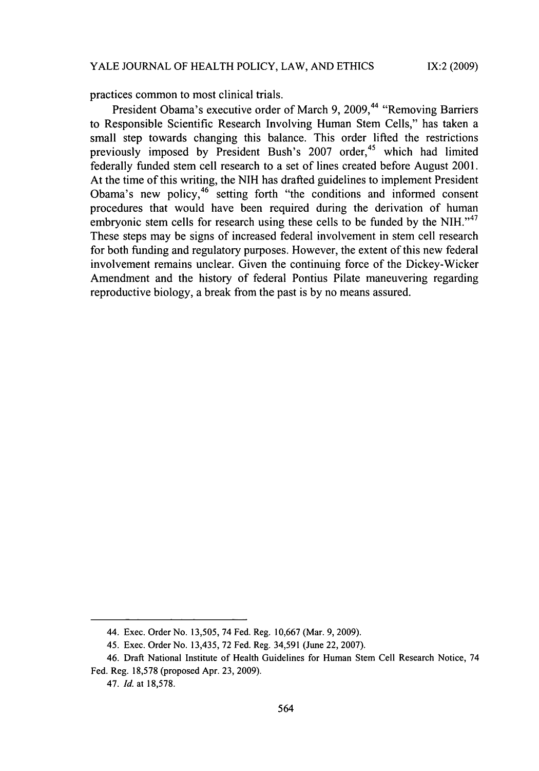practices common to most clinical trials.

President Obama's executive order of March 9, 2009,[44] "Removing Barriers to Responsible Scientific Research Involving Human Stem Cells," has taken a small step towards changing this balance. This order lifted the restrictions previously imposed by President Bush's 2007 order,[45] which had limited federally funded stem cell research to a set of lines created before August 2001. At the time of this writing, the NIH has drafted guidelines to implement President Obama's new policy,[46] setting forth "the conditions and informed consent procedures that would have been required during the derivation of human embryonic stem cells for research using these cells to be funded by the NIH."[47] These steps may be signs of increased federal involvement in stem cell research for both funding and regulatory purposes. However, the extent of this new federal involvement remains unclear. Given the continuing force of the Dickey-Wicker Amendment and the history of federal Pontius Pilate maneuvering regarding reproductive biology, a break from the past is by no means assured.

---

44. Exec. Order No. 13,505, 74 Fed. Reg. 10,667 (Mar. 9, 2009).

45. Exec. Order No. 13,435, 72 Fed. Reg. 34,591 (June 22, 2007).

46. Draft National Institute of Health Guidelines for Human Stem Cell Research Notice, 74 Fed. Reg. 18,578 (proposed Apr. 23, 2009).

47. *Id.* at 18,578.